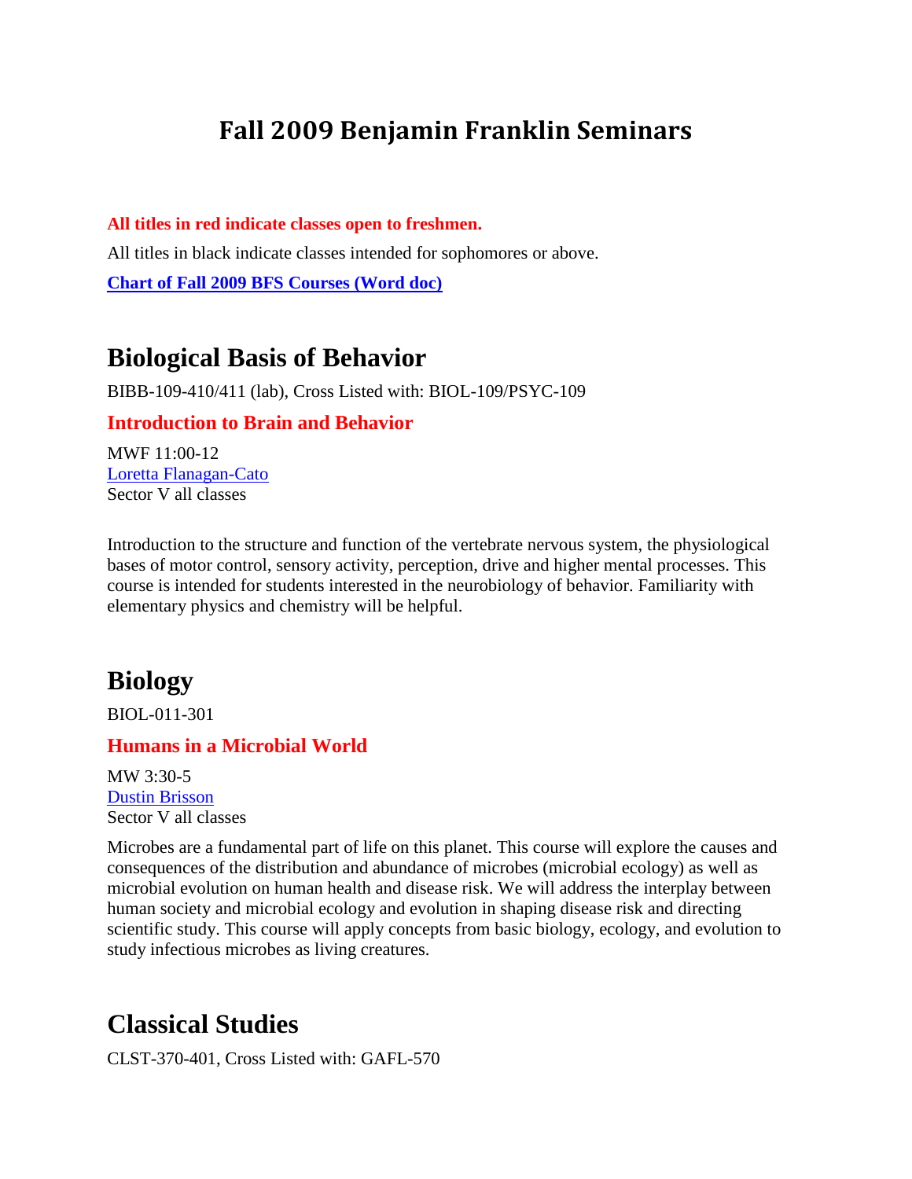# Fall 2009 Benjamin Franklin Seminars

**All titles in red indicate classes open to freshmen.**

All titles in black indicate classes intended for sophomores or above.

**Chart of Fall 2009 BFS Courses (Word doc)**

## Biological Basis of Behavior

BIBB-109-410/411 (lab), Cross Listed with: BIOL-109/PSYC-109

### Introduction to Brain and Behavior

MWF 11:00-12
Loretta Flanagan-Cato
Sector V all classes

Introduction to the structure and function of the vertebrate nervous system, the physiological bases of motor control, sensory activity, perception, drive and higher mental processes. This course is intended for students interested in the neurobiology of behavior. Familiarity with elementary physics and chemistry will be helpful.

## Biology

BIOL-011-301

### Humans in a Microbial World

MW 3:30-5
Dustin Brisson
Sector V all classes

Microbes are a fundamental part of life on this planet. This course will explore the causes and consequences of the distribution and abundance of microbes (microbial ecology) as well as microbial evolution on human health and disease risk. We will address the interplay between human society and microbial ecology and evolution in shaping disease risk and directing scientific study. This course will apply concepts from basic biology, ecology, and evolution to study infectious microbes as living creatures.

## Classical Studies

CLST-370-401, Cross Listed with: GAFL-570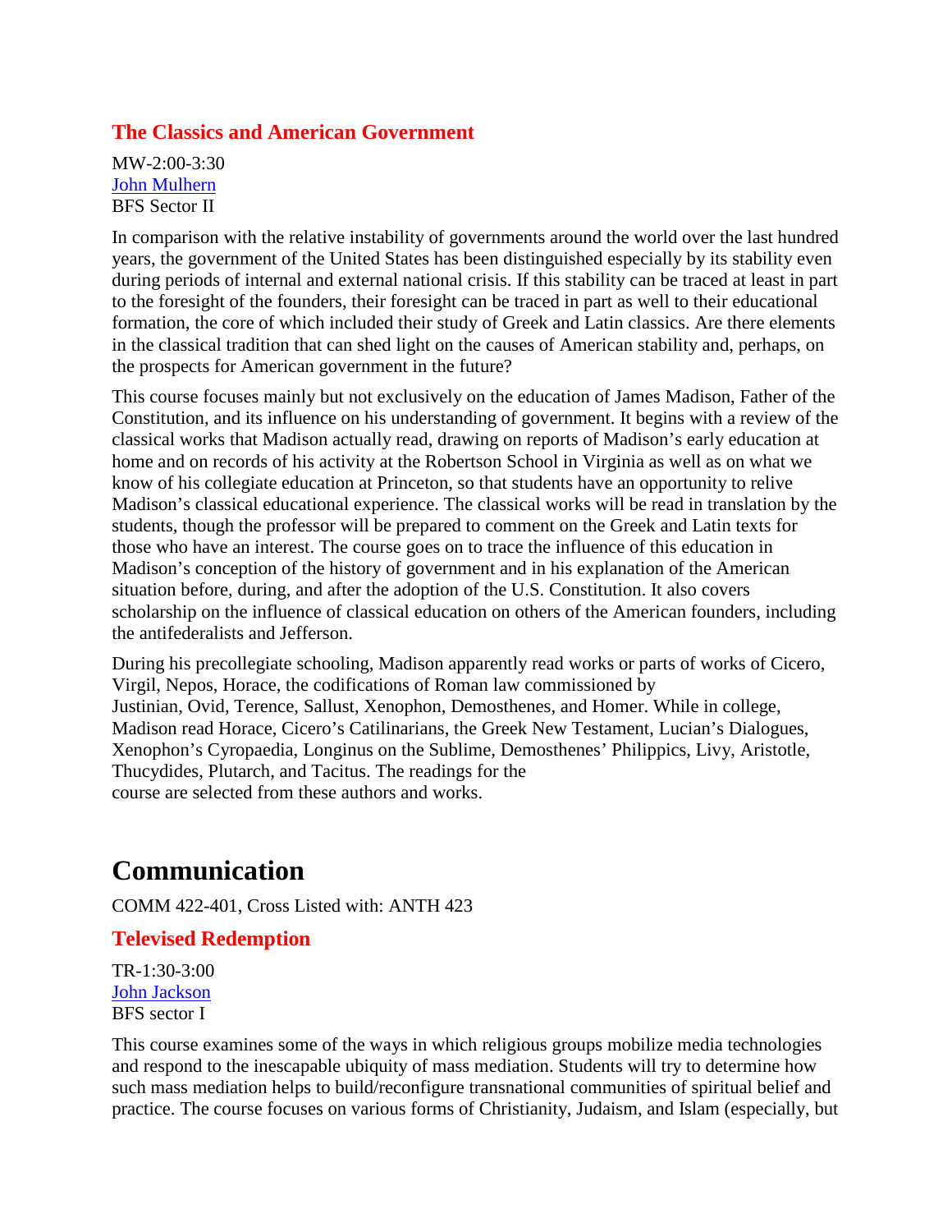### The Classics and American Government

MW-2:00-3:30
John Mulhern
BFS Sector II

In comparison with the relative instability of governments around the world over the last hundred years, the government of the United States has been distinguished especially by its stability even during periods of internal and external national crisis. If this stability can be traced at least in part to the foresight of the founders, their foresight can be traced in part as well to their educational formation, the core of which included their study of Greek and Latin classics. Are there elements in the classical tradition that can shed light on the causes of American stability and, perhaps, on the prospects for American government in the future?

This course focuses mainly but not exclusively on the education of James Madison, Father of the Constitution, and its influence on his understanding of government. It begins with a review of the classical works that Madison actually read, drawing on reports of Madison's early education at home and on records of his activity at the Robertson School in Virginia as well as on what we know of his collegiate education at Princeton, so that students have an opportunity to relive Madison's classical educational experience. The classical works will be read in translation by the students, though the professor will be prepared to comment on the Greek and Latin texts for those who have an interest. The course goes on to trace the influence of this education in Madison's conception of the history of government and in his explanation of the American situation before, during, and after the adoption of the U.S. Constitution. It also covers scholarship on the influence of classical education on others of the American founders, including the antifederalists and Jefferson.

During his precollegiate schooling, Madison apparently read works or parts of works of Cicero, Virgil, Nepos, Horace, the codifications of Roman law commissioned by Justinian, Ovid, Terence, Sallust, Xenophon, Demosthenes, and Homer. While in college, Madison read Horace, Cicero's Catilinarians, the Greek New Testament, Lucian's Dialogues, Xenophon's Cyropaedia, Longinus on the Sublime, Demosthenes' Philippics, Livy, Aristotle, Thucydides, Plutarch, and Tacitus. The readings for the course are selected from these authors and works.

# Communication

COMM 422-401, Cross Listed with: ANTH 423

### Televised Redemption

TR-1:30-3:00
John Jackson
BFS sector I

This course examines some of the ways in which religious groups mobilize media technologies and respond to the inescapable ubiquity of mass mediation. Students will try to determine how such mass mediation helps to build/reconfigure transnational communities of spiritual belief and practice. The course focuses on various forms of Christianity, Judaism, and Islam (especially, but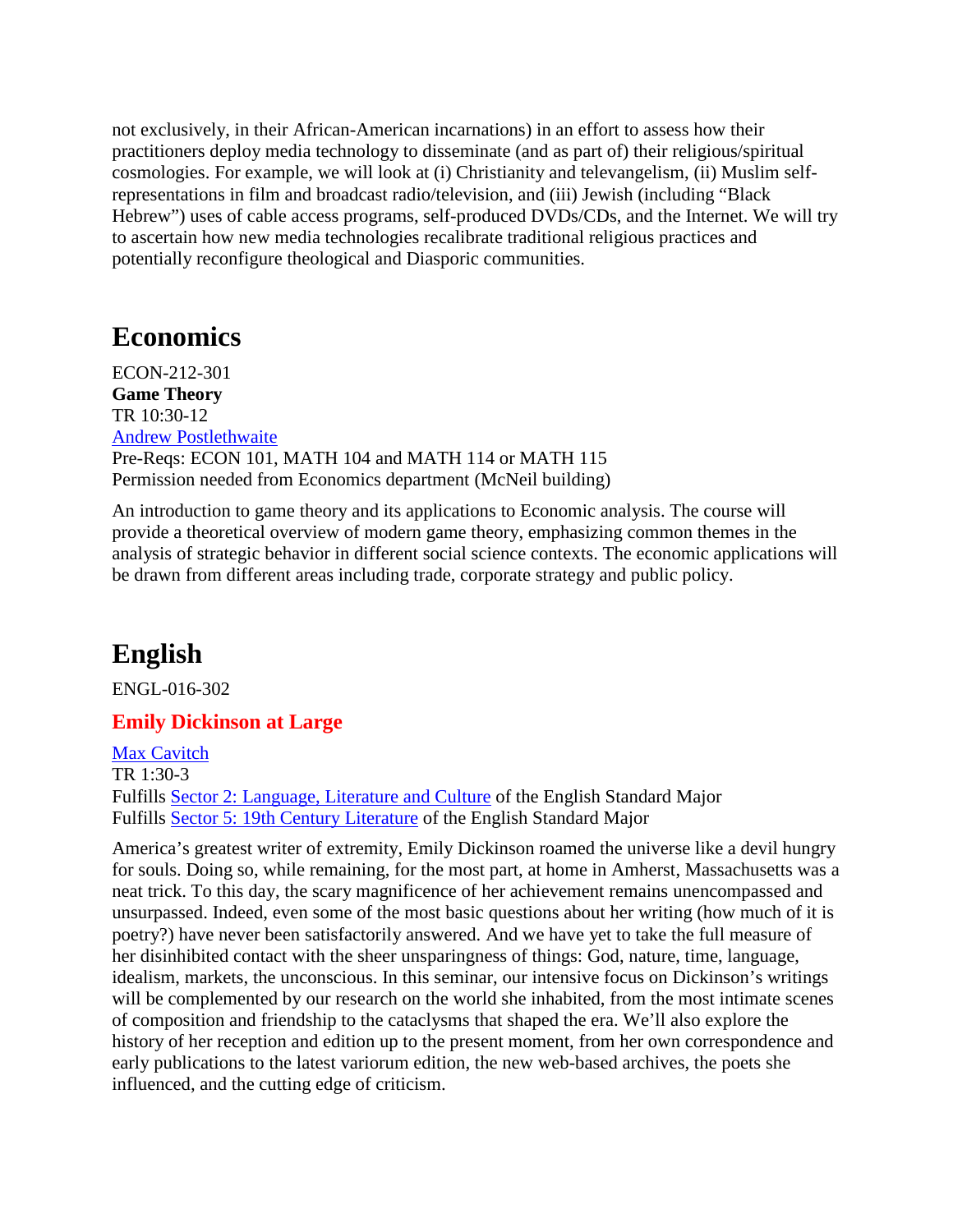not exclusively, in their African-American incarnations) in an effort to assess how their practitioners deploy media technology to disseminate (and as part of) their religious/spiritual cosmologies. For example, we will look at (i) Christianity and televangelism, (ii) Muslim self-representations in film and broadcast radio/television, and (iii) Jewish (including "Black Hebrew") uses of cable access programs, self-produced DVDs/CDs, and the Internet. We will try to ascertain how new media technologies recalibrate traditional religious practices and potentially reconfigure theological and Diasporic communities.

# Economics

ECON-212-301
**Game Theory**
TR 10:30-12
Andrew Postlethwaite
Pre-Reqs: ECON 101, MATH 104 and MATH 114 or MATH 115
Permission needed from Economics department (McNeil building)

An introduction to game theory and its applications to Economic analysis. The course will provide a theoretical overview of modern game theory, emphasizing common themes in the analysis of strategic behavior in different social science contexts. The economic applications will be drawn from different areas including trade, corporate strategy and public policy.

# English

ENGL-016-302

### Emily Dickinson at Large

Max Cavitch
TR 1:30-3
Fulfills Sector 2: Language, Literature and Culture of the English Standard Major
Fulfills Sector 5: 19th Century Literature of the English Standard Major

America's greatest writer of extremity, Emily Dickinson roamed the universe like a devil hungry for souls. Doing so, while remaining, for the most part, at home in Amherst, Massachusetts was a neat trick. To this day, the scary magnificence of her achievement remains unencompassed and unsurpassed. Indeed, even some of the most basic questions about her writing (how much of it is poetry?) have never been satisfactorily answered. And we have yet to take the full measure of her disinhibited contact with the sheer unsparingness of things: God, nature, time, language, idealism, markets, the unconscious. In this seminar, our intensive focus on Dickinson's writings will be complemented by our research on the world she inhabited, from the most intimate scenes of composition and friendship to the cataclysms that shaped the era. We'll also explore the history of her reception and edition up to the present moment, from her own correspondence and early publications to the latest variorum edition, the new web-based archives, the poets she influenced, and the cutting edge of criticism.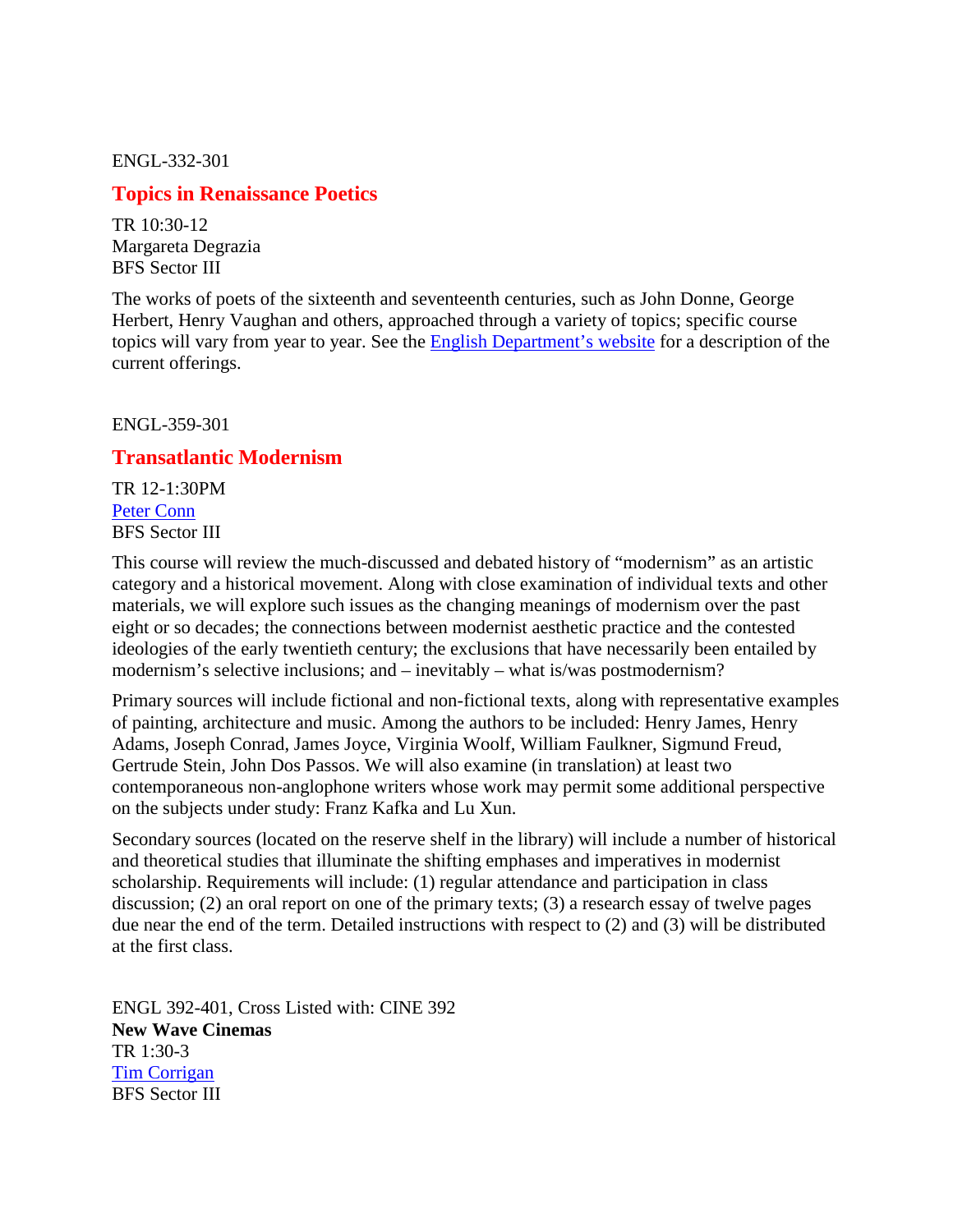ENGL-332-301

## Topics in Renaissance Poetics

TR 10:30-12
Margareta Degrazia
BFS Sector III

The works of poets of the sixteenth and seventeenth centuries, such as John Donne, George Herbert, Henry Vaughan and others, approached through a variety of topics; specific course topics will vary from year to year. See the English Department's website for a description of the current offerings.

ENGL-359-301

## Transatlantic Modernism

TR 12-1:30PM
Peter Conn
BFS Sector III

This course will review the much-discussed and debated history of "modernism" as an artistic category and a historical movement. Along with close examination of individual texts and other materials, we will explore such issues as the changing meanings of modernism over the past eight or so decades; the connections between modernist aesthetic practice and the contested ideologies of the early twentieth century; the exclusions that have necessarily been entailed by modernism's selective inclusions; and – inevitably – what is/was postmodernism?

Primary sources will include fictional and non-fictional texts, along with representative examples of painting, architecture and music. Among the authors to be included: Henry James, Henry Adams, Joseph Conrad, James Joyce, Virginia Woolf, William Faulkner, Sigmund Freud, Gertrude Stein, John Dos Passos. We will also examine (in translation) at least two contemporaneous non-anglophone writers whose work may permit some additional perspective on the subjects under study: Franz Kafka and Lu Xun.

Secondary sources (located on the reserve shelf in the library) will include a number of historical and theoretical studies that illuminate the shifting emphases and imperatives in modernist scholarship. Requirements will include: (1) regular attendance and participation in class discussion; (2) an oral report on one of the primary texts; (3) a research essay of twelve pages due near the end of the term. Detailed instructions with respect to (2) and (3) will be distributed at the first class.

ENGL 392-401, Cross Listed with: CINE 392
**New Wave Cinemas**
TR 1:30-3
Tim Corrigan
BFS Sector III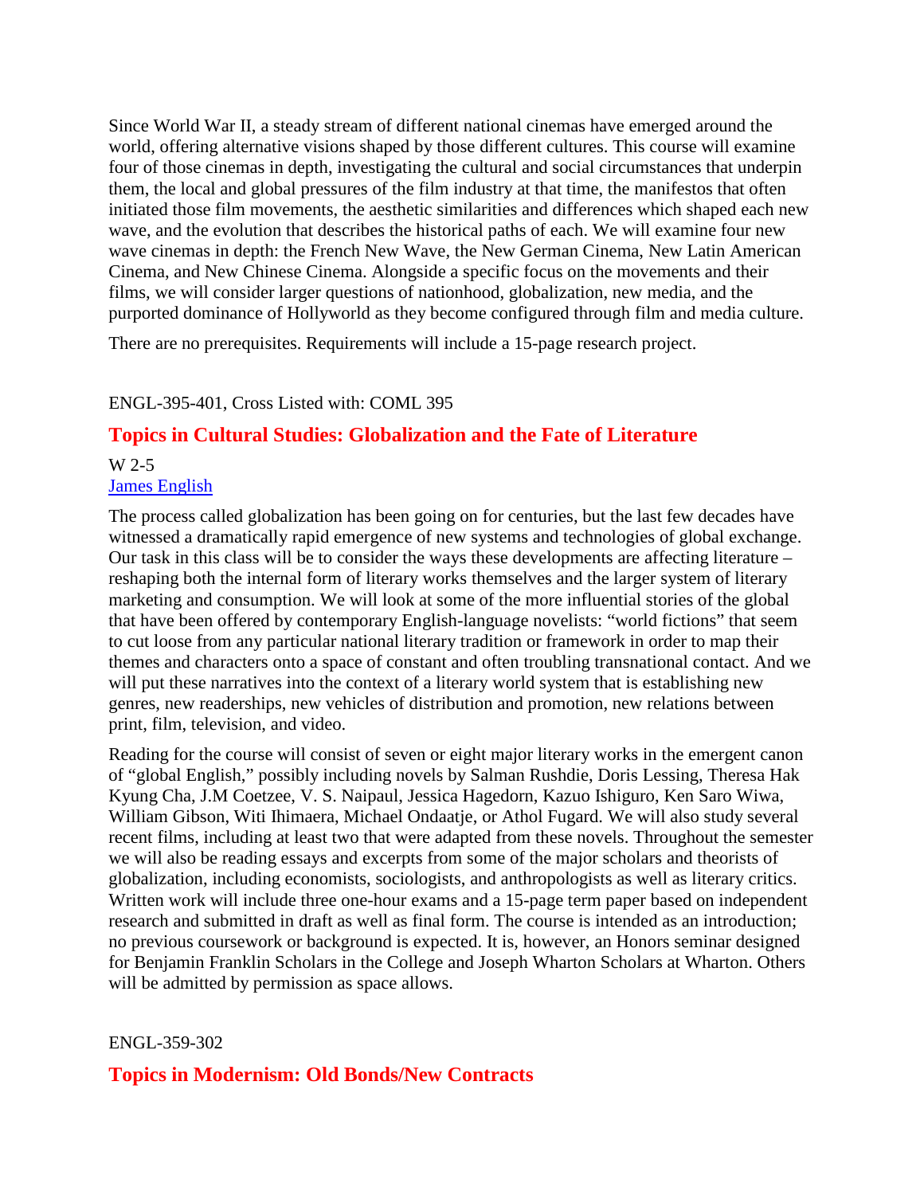Since World War II, a steady stream of different national cinemas have emerged around the world, offering alternative visions shaped by those different cultures. This course will examine four of those cinemas in depth, investigating the cultural and social circumstances that underpin them, the local and global pressures of the film industry at that time, the manifestos that often initiated those film movements, the aesthetic similarities and differences which shaped each new wave, and the evolution that describes the historical paths of each. We will examine four new wave cinemas in depth: the French New Wave, the New German Cinema, New Latin American Cinema, and New Chinese Cinema. Alongside a specific focus on the movements and their films, we will consider larger questions of nationhood, globalization, new media, and the purported dominance of Hollyworld as they become configured through film and media culture.

There are no prerequisites. Requirements will include a 15-page research project.

ENGL-395-401, Cross Listed with: COML 395

## Topics in Cultural Studies: Globalization and the Fate of Literature

W 2-5
[James English]

The process called globalization has been going on for centuries, but the last few decades have witnessed a dramatically rapid emergence of new systems and technologies of global exchange. Our task in this class will be to consider the ways these developments are affecting literature – reshaping both the internal form of literary works themselves and the larger system of literary marketing and consumption. We will look at some of the more influential stories of the global that have been offered by contemporary English-language novelists: "world fictions" that seem to cut loose from any particular national literary tradition or framework in order to map their themes and characters onto a space of constant and often troubling transnational contact. And we will put these narratives into the context of a literary world system that is establishing new genres, new readerships, new vehicles of distribution and promotion, new relations between print, film, television, and video.

Reading for the course will consist of seven or eight major literary works in the emergent canon of "global English," possibly including novels by Salman Rushdie, Doris Lessing, Theresa Hak Kyung Cha, J.M Coetzee, V. S. Naipaul, Jessica Hagedorn, Kazuo Ishiguro, Ken Saro Wiwa, William Gibson, Witi Ihimaera, Michael Ondaatje, or Athol Fugard. We will also study several recent films, including at least two that were adapted from these novels. Throughout the semester we will also be reading essays and excerpts from some of the major scholars and theorists of globalization, including economists, sociologists, and anthropologists as well as literary critics. Written work will include three one-hour exams and a 15-page term paper based on independent research and submitted in draft as well as final form. The course is intended as an introduction; no previous coursework or background is expected. It is, however, an Honors seminar designed for Benjamin Franklin Scholars in the College and Joseph Wharton Scholars at Wharton. Others will be admitted by permission as space allows.

ENGL-359-302

## Topics in Modernism: Old Bonds/New Contracts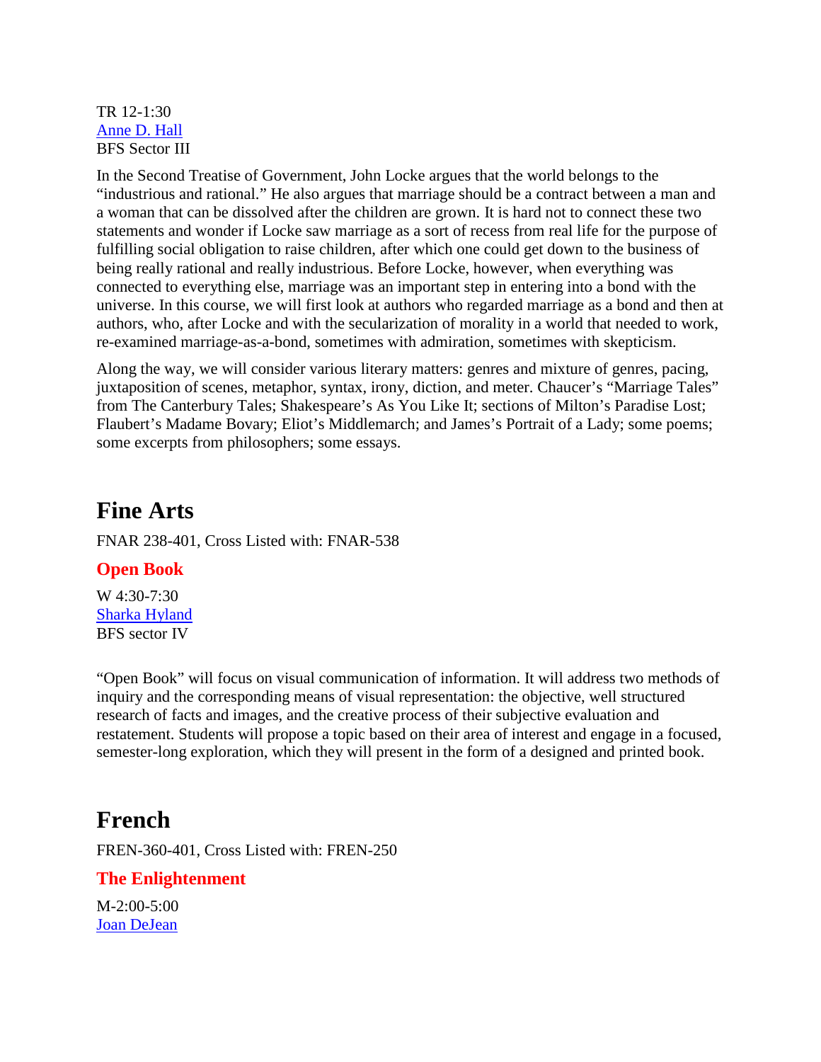TR 12-1:30
Anne D. Hall
BFS Sector III

In the Second Treatise of Government, John Locke argues that the world belongs to the "industrious and rational." He also argues that marriage should be a contract between a man and a woman that can be dissolved after the children are grown. It is hard not to connect these two statements and wonder if Locke saw marriage as a sort of recess from real life for the purpose of fulfilling social obligation to raise children, after which one could get down to the business of being really rational and really industrious. Before Locke, however, when everything was connected to everything else, marriage was an important step in entering into a bond with the universe. In this course, we will first look at authors who regarded marriage as a bond and then at authors, who, after Locke and with the secularization of morality in a world that needed to work, re-examined marriage-as-a-bond, sometimes with admiration, sometimes with skepticism.

Along the way, we will consider various literary matters: genres and mixture of genres, pacing, juxtaposition of scenes, metaphor, syntax, irony, diction, and meter. Chaucer's "Marriage Tales" from The Canterbury Tales; Shakespeare's As You Like It; sections of Milton's Paradise Lost; Flaubert's Madame Bovary; Eliot's Middlemarch; and James's Portrait of a Lady; some poems; some excerpts from philosophers; some essays.

## Fine Arts

FNAR 238-401, Cross Listed with: FNAR-538

### Open Book

W 4:30-7:30
Sharka Hyland
BFS sector IV

"Open Book" will focus on visual communication of information. It will address two methods of inquiry and the corresponding means of visual representation: the objective, well structured research of facts and images, and the creative process of their subjective evaluation and restatement. Students will propose a topic based on their area of interest and engage in a focused, semester-long exploration, which they will present in the form of a designed and printed book.

## French

FREN-360-401, Cross Listed with: FREN-250

### The Enlightenment

M-2:00-5:00
Joan DeJean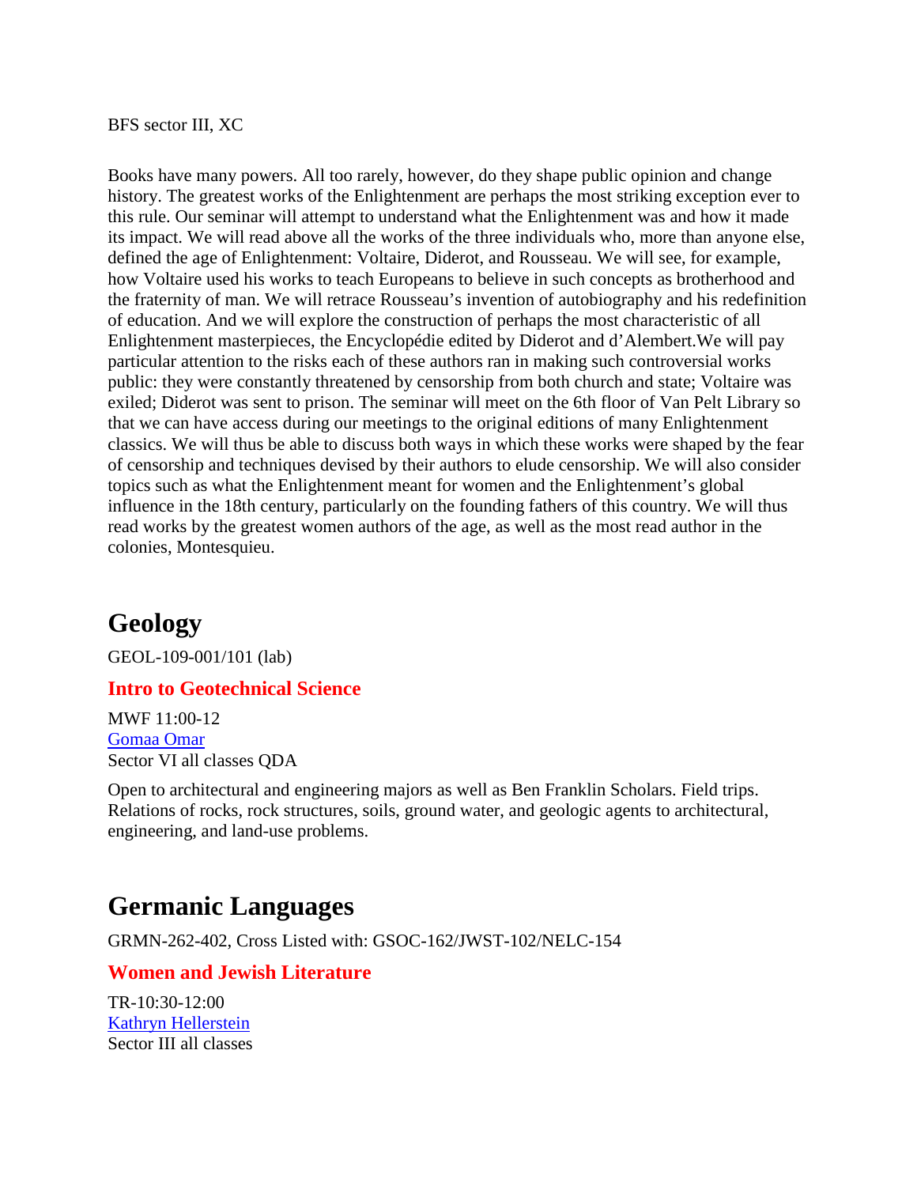BFS sector III, XC

Books have many powers. All too rarely, however, do they shape public opinion and change history. The greatest works of the Enlightenment are perhaps the most striking exception ever to this rule. Our seminar will attempt to understand what the Enlightenment was and how it made its impact. We will read above all the works of the three individuals who, more than anyone else, defined the age of Enlightenment: Voltaire, Diderot, and Rousseau. We will see, for example, how Voltaire used his works to teach Europeans to believe in such concepts as brotherhood and the fraternity of man. We will retrace Rousseau's invention of autobiography and his redefinition of education. And we will explore the construction of perhaps the most characteristic of all Enlightenment masterpieces, the Encyclopédie edited by Diderot and d'Alembert.We will pay particular attention to the risks each of these authors ran in making such controversial works public: they were constantly threatened by censorship from both church and state; Voltaire was exiled; Diderot was sent to prison. The seminar will meet on the 6th floor of Van Pelt Library so that we can have access during our meetings to the original editions of many Enlightenment classics. We will thus be able to discuss both ways in which these works were shaped by the fear of censorship and techniques devised by their authors to elude censorship. We will also consider topics such as what the Enlightenment meant for women and the Enlightenment's global influence in the 18th century, particularly on the founding fathers of this country. We will thus read works by the greatest women authors of the age, as well as the most read author in the colonies, Montesquieu.

# Geology

GEOL-109-001/101 (lab)

### Intro to Geotechnical Science

MWF 11:00-12
Gomaa Omar
Sector VI all classes QDA

Open to architectural and engineering majors as well as Ben Franklin Scholars. Field trips. Relations of rocks, rock structures, soils, ground water, and geologic agents to architectural, engineering, and land-use problems.

# Germanic Languages

GRMN-262-402, Cross Listed with: GSOC-162/JWST-102/NELC-154

### Women and Jewish Literature

TR-10:30-12:00
Kathryn Hellerstein
Sector III all classes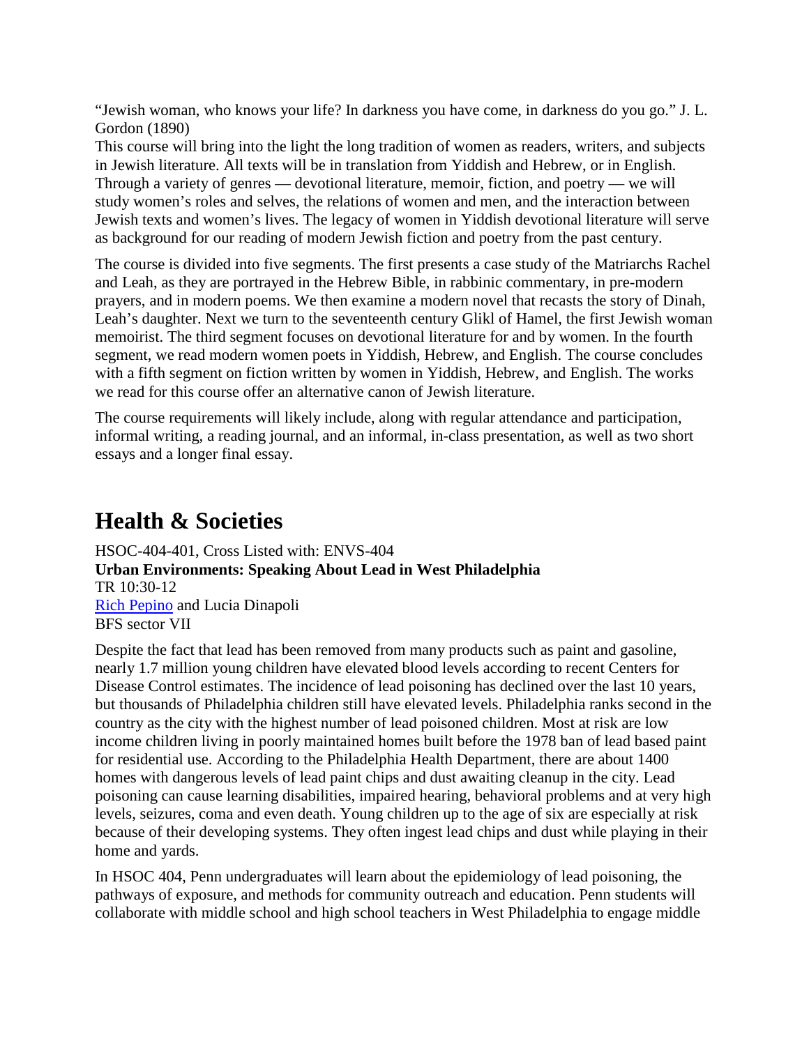"Jewish woman, who knows your life? In darkness you have come, in darkness do you go." J. L. Gordon (1890)

This course will bring into the light the long tradition of women as readers, writers, and subjects in Jewish literature. All texts will be in translation from Yiddish and Hebrew, or in English. Through a variety of genres — devotional literature, memoir, fiction, and poetry — we will study women's roles and selves, the relations of women and men, and the interaction between Jewish texts and women's lives. The legacy of women in Yiddish devotional literature will serve as background for our reading of modern Jewish fiction and poetry from the past century.

The course is divided into five segments. The first presents a case study of the Matriarchs Rachel and Leah, as they are portrayed in the Hebrew Bible, in rabbinic commentary, in pre-modern prayers, and in modern poems. We then examine a modern novel that recasts the story of Dinah, Leah's daughter. Next we turn to the seventeenth century Glikl of Hamel, the first Jewish woman memoirist. The third segment focuses on devotional literature for and by women. In the fourth segment, we read modern women poets in Yiddish, Hebrew, and English. The course concludes with a fifth segment on fiction written by women in Yiddish, Hebrew, and English. The works we read for this course offer an alternative canon of Jewish literature.

The course requirements will likely include, along with regular attendance and participation, informal writing, a reading journal, and an informal, in-class presentation, as well as two short essays and a longer final essay.

## Health & Societies

HSOC-404-401, Cross Listed with: ENVS-404
**Urban Environments: Speaking About Lead in West Philadelphia**
TR 10:30-12
Rich Pepino and Lucia Dinapoli
BFS sector VII

Despite the fact that lead has been removed from many products such as paint and gasoline, nearly 1.7 million young children have elevated blood levels according to recent Centers for Disease Control estimates. The incidence of lead poisoning has declined over the last 10 years, but thousands of Philadelphia children still have elevated levels. Philadelphia ranks second in the country as the city with the highest number of lead poisoned children. Most at risk are low income children living in poorly maintained homes built before the 1978 ban of lead based paint for residential use. According to the Philadelphia Health Department, there are about 1400 homes with dangerous levels of lead paint chips and dust awaiting cleanup in the city. Lead poisoning can cause learning disabilities, impaired hearing, behavioral problems and at very high levels, seizures, coma and even death. Young children up to the age of six are especially at risk because of their developing systems. They often ingest lead chips and dust while playing in their home and yards.

In HSOC 404, Penn undergraduates will learn about the epidemiology of lead poisoning, the pathways of exposure, and methods for community outreach and education. Penn students will collaborate with middle school and high school teachers in West Philadelphia to engage middle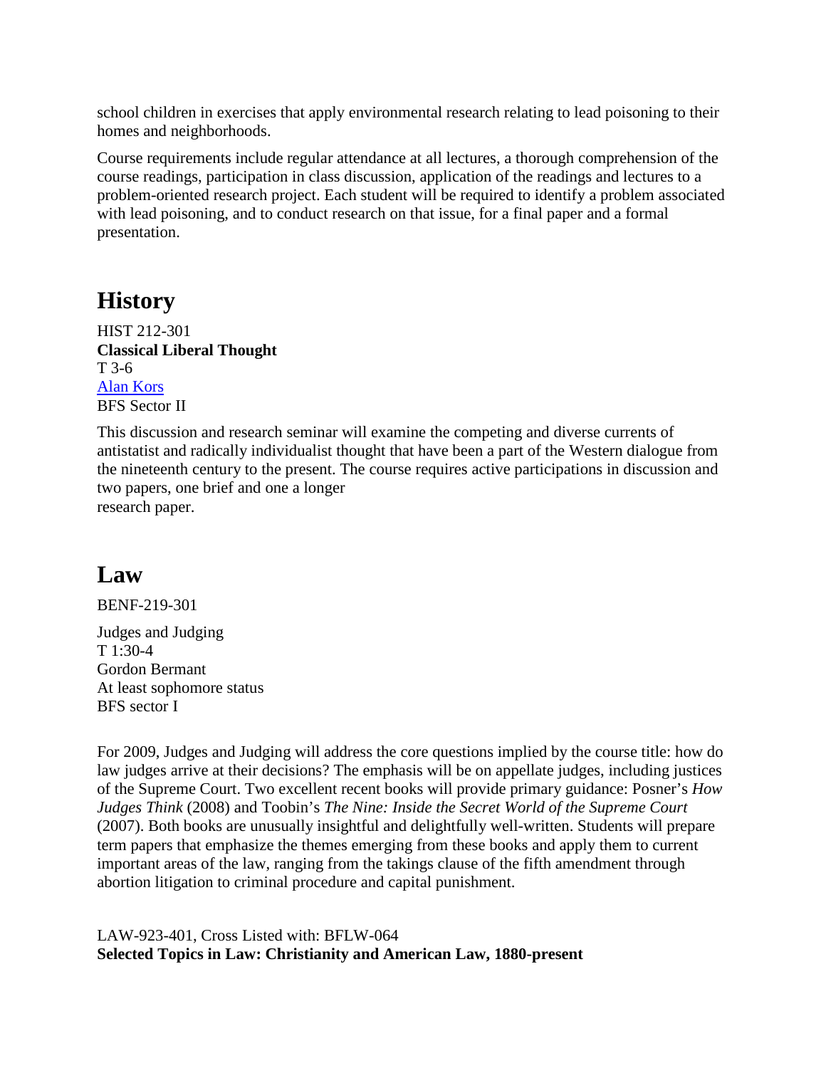school children in exercises that apply environmental research relating to lead poisoning to their homes and neighborhoods.

Course requirements include regular attendance at all lectures, a thorough comprehension of the course readings, participation in class discussion, application of the readings and lectures to a problem-oriented research project. Each student will be required to identify a problem associated with lead poisoning, and to conduct research on that issue, for a final paper and a formal presentation.

## History

HIST 212-301
**Classical Liberal Thought**
T 3-6
Alan Kors
BFS Sector II

This discussion and research seminar will examine the competing and diverse currents of antistatist and radically individualist thought that have been a part of the Western dialogue from the nineteenth century to the present. The course requires active participations in discussion and two papers, one brief and one a longer
research paper.

## Law

BENF-219-301

Judges and Judging
T 1:30-4
Gordon Bermant
At least sophomore status
BFS sector I

For 2009, Judges and Judging will address the core questions implied by the course title: how do law judges arrive at their decisions? The emphasis will be on appellate judges, including justices of the Supreme Court. Two excellent recent books will provide primary guidance: Posner's *How Judges Think* (2008) and Toobin's *The Nine: Inside the Secret World of the Supreme Court* (2007). Both books are unusually insightful and delightfully well-written. Students will prepare term papers that emphasize the themes emerging from these books and apply them to current important areas of the law, ranging from the takings clause of the fifth amendment through abortion litigation to criminal procedure and capital punishment.

LAW-923-401, Cross Listed with: BFLW-064
**Selected Topics in Law: Christianity and American Law, 1880-present**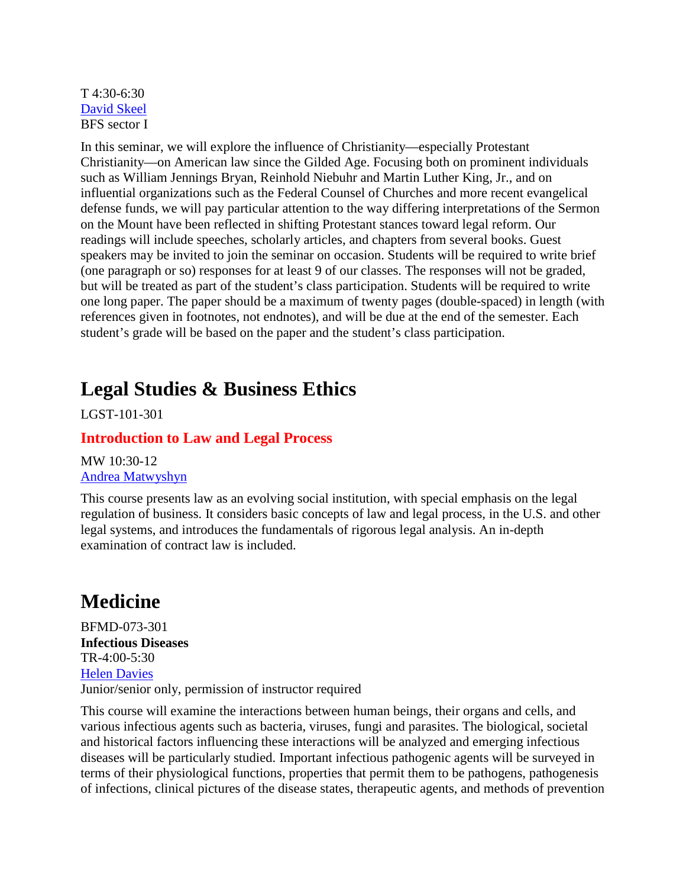T 4:30-6:30
David Skeel
BFS sector I

In this seminar, we will explore the influence of Christianity—especially Protestant Christianity—on American law since the Gilded Age. Focusing both on prominent individuals such as William Jennings Bryan, Reinhold Niebuhr and Martin Luther King, Jr., and on influential organizations such as the Federal Counsel of Churches and more recent evangelical defense funds, we will pay particular attention to the way differing interpretations of the Sermon on the Mount have been reflected in shifting Protestant stances toward legal reform. Our readings will include speeches, scholarly articles, and chapters from several books. Guest speakers may be invited to join the seminar on occasion. Students will be required to write brief (one paragraph or so) responses for at least 9 of our classes. The responses will not be graded, but will be treated as part of the student's class participation. Students will be required to write one long paper. The paper should be a maximum of twenty pages (double-spaced) in length (with references given in footnotes, not endnotes), and will be due at the end of the semester. Each student's grade will be based on the paper and the student's class participation.

## Legal Studies & Business Ethics

LGST-101-301

### Introduction to Law and Legal Process

MW 10:30-12
Andrea Matwyshyn

This course presents law as an evolving social institution, with special emphasis on the legal regulation of business. It considers basic concepts of law and legal process, in the U.S. and other legal systems, and introduces the fundamentals of rigorous legal analysis. An in-depth examination of contract law is included.

## Medicine

BFMD-073-301
**Infectious Diseases**
TR-4:00-5:30
Helen Davies
Junior/senior only, permission of instructor required

This course will examine the interactions between human beings, their organs and cells, and various infectious agents such as bacteria, viruses, fungi and parasites. The biological, societal and historical factors influencing these interactions will be analyzed and emerging infectious diseases will be particularly studied. Important infectious pathogenic agents will be surveyed in terms of their physiological functions, properties that permit them to be pathogens, pathogenesis of infections, clinical pictures of the disease states, therapeutic agents, and methods of prevention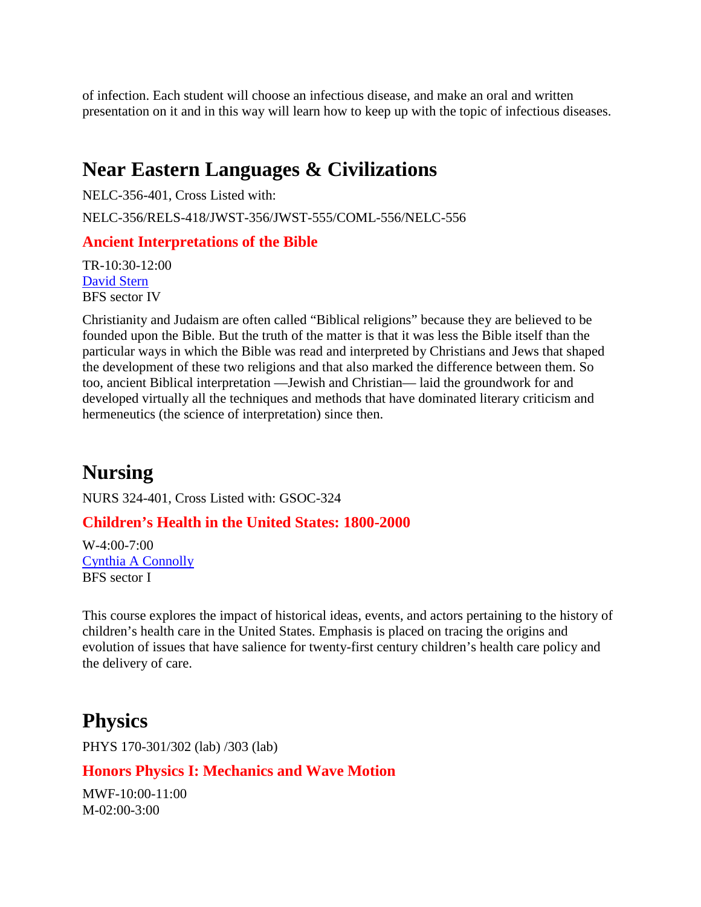of infection. Each student will choose an infectious disease, and make an oral and written presentation on it and in this way will learn how to keep up with the topic of infectious diseases.

## Near Eastern Languages & Civilizations

NELC-356-401, Cross Listed with:

NELC-356/RELS-418/JWST-356/JWST-555/COML-556/NELC-556

### Ancient Interpretations of the Bible

TR-10:30-12:00
David Stern
BFS sector IV

Christianity and Judaism are often called "Biblical religions" because they are believed to be founded upon the Bible. But the truth of the matter is that it was less the Bible itself than the particular ways in which the Bible was read and interpreted by Christians and Jews that shaped the development of these two religions and that also marked the difference between them. So too, ancient Biblical interpretation —Jewish and Christian— laid the groundwork for and developed virtually all the techniques and methods that have dominated literary criticism and hermeneutics (the science of interpretation) since then.

## Nursing

NURS 324-401, Cross Listed with: GSOC-324

### Children's Health in the United States: 1800-2000

W-4:00-7:00
Cynthia A Connolly
BFS sector I

This course explores the impact of historical ideas, events, and actors pertaining to the history of children's health care in the United States. Emphasis is placed on tracing the origins and evolution of issues that have salience for twenty-first century children's health care policy and the delivery of care.

## Physics

PHYS 170-301/302 (lab) /303 (lab)

### Honors Physics I: Mechanics and Wave Motion

MWF-10:00-11:00
M-02:00-3:00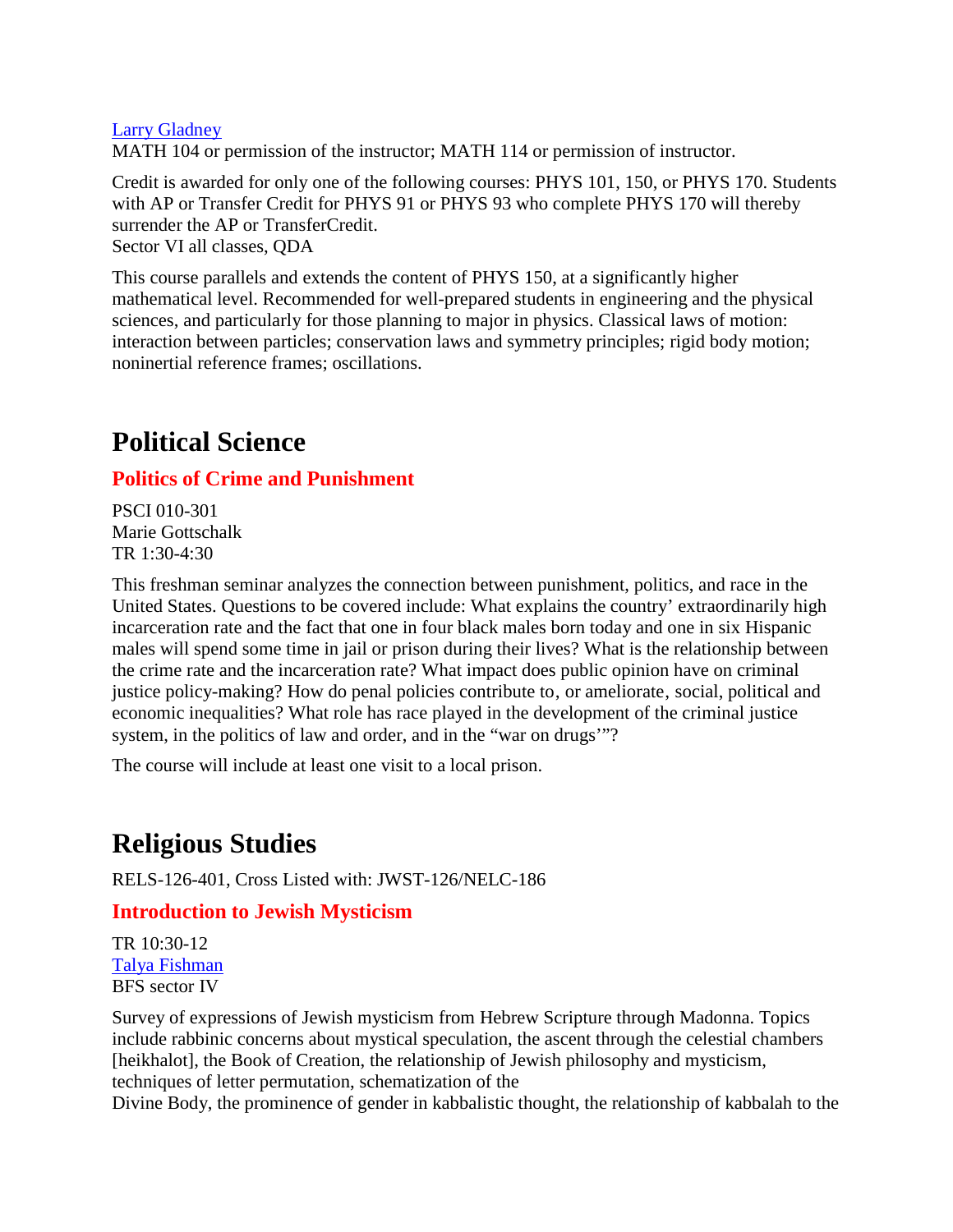Larry Gladney
MATH 104 or permission of the instructor; MATH 114 or permission of instructor.

Credit is awarded for only one of the following courses: PHYS 101, 150, or PHYS 170. Students with AP or Transfer Credit for PHYS 91 or PHYS 93 who complete PHYS 170 will thereby surrender the AP or TransferCredit.
Sector VI all classes, QDA

This course parallels and extends the content of PHYS 150, at a significantly higher mathematical level. Recommended for well-prepared students in engineering and the physical sciences, and particularly for those planning to major in physics. Classical laws of motion: interaction between particles; conservation laws and symmetry principles; rigid body motion; noninertial reference frames; oscillations.

# Political Science

### Politics of Crime and Punishment

PSCI 010-301
Marie Gottschalk
TR 1:30-4:30

This freshman seminar analyzes the connection between punishment, politics, and race in the United States. Questions to be covered include: What explains the country' extraordinarily high incarceration rate and the fact that one in four black males born today and one in six Hispanic males will spend some time in jail or prison during their lives? What is the relationship between the crime rate and the incarceration rate? What impact does public opinion have on criminal justice policy-making? How do penal policies contribute to, or ameliorate, social, political and economic inequalities? What role has race played in the development of the criminal justice system, in the politics of law and order, and in the "war on drugs'"?

The course will include at least one visit to a local prison.

# Religious Studies

RELS-126-401, Cross Listed with: JWST-126/NELC-186

### Introduction to Jewish Mysticism

TR 10:30-12
Talya Fishman
BFS sector IV

Survey of expressions of Jewish mysticism from Hebrew Scripture through Madonna. Topics include rabbinic concerns about mystical speculation, the ascent through the celestial chambers [heikhalot], the Book of Creation, the relationship of Jewish philosophy and mysticism, techniques of letter permutation, schematization of the
Divine Body, the prominence of gender in kabbalistic thought, the relationship of kabbalah to the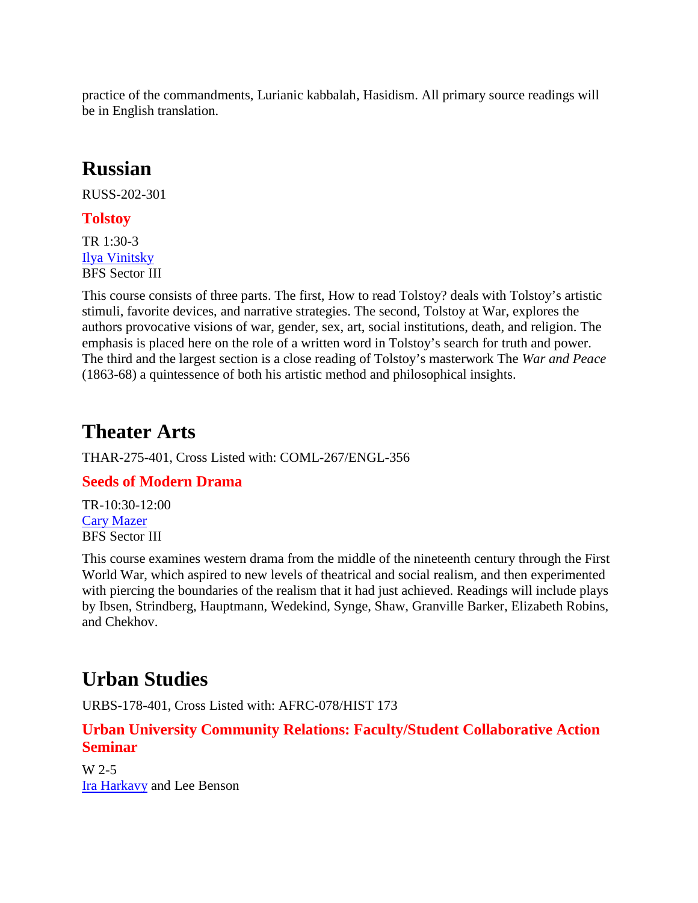practice of the commandments, Lurianic kabbalah, Hasidism. All primary source readings will be in English translation.

## Russian

RUSS-202-301

### Tolstoy

TR 1:30-3
Ilya Vinitsky
BFS Sector III

This course consists of three parts. The first, How to read Tolstoy? deals with Tolstoy's artistic stimuli, favorite devices, and narrative strategies. The second, Tolstoy at War, explores the authors provocative visions of war, gender, sex, art, social institutions, death, and religion. The emphasis is placed here on the role of a written word in Tolstoy's search for truth and power. The third and the largest section is a close reading of Tolstoy's masterwork The *War and Peace* (1863-68) a quintessence of both his artistic method and philosophical insights.

## Theater Arts

THAR-275-401, Cross Listed with: COML-267/ENGL-356

### Seeds of Modern Drama

TR-10:30-12:00
Cary Mazer
BFS Sector III

This course examines western drama from the middle of the nineteenth century through the First World War, which aspired to new levels of theatrical and social realism, and then experimented with piercing the boundaries of the realism that it had just achieved. Readings will include plays by Ibsen, Strindberg, Hauptmann, Wedekind, Synge, Shaw, Granville Barker, Elizabeth Robins, and Chekhov.

## Urban Studies

URBS-178-401, Cross Listed with: AFRC-078/HIST 173

### Urban University Community Relations: Faculty/Student Collaborative Action Seminar

W 2-5
Ira Harkavy and Lee Benson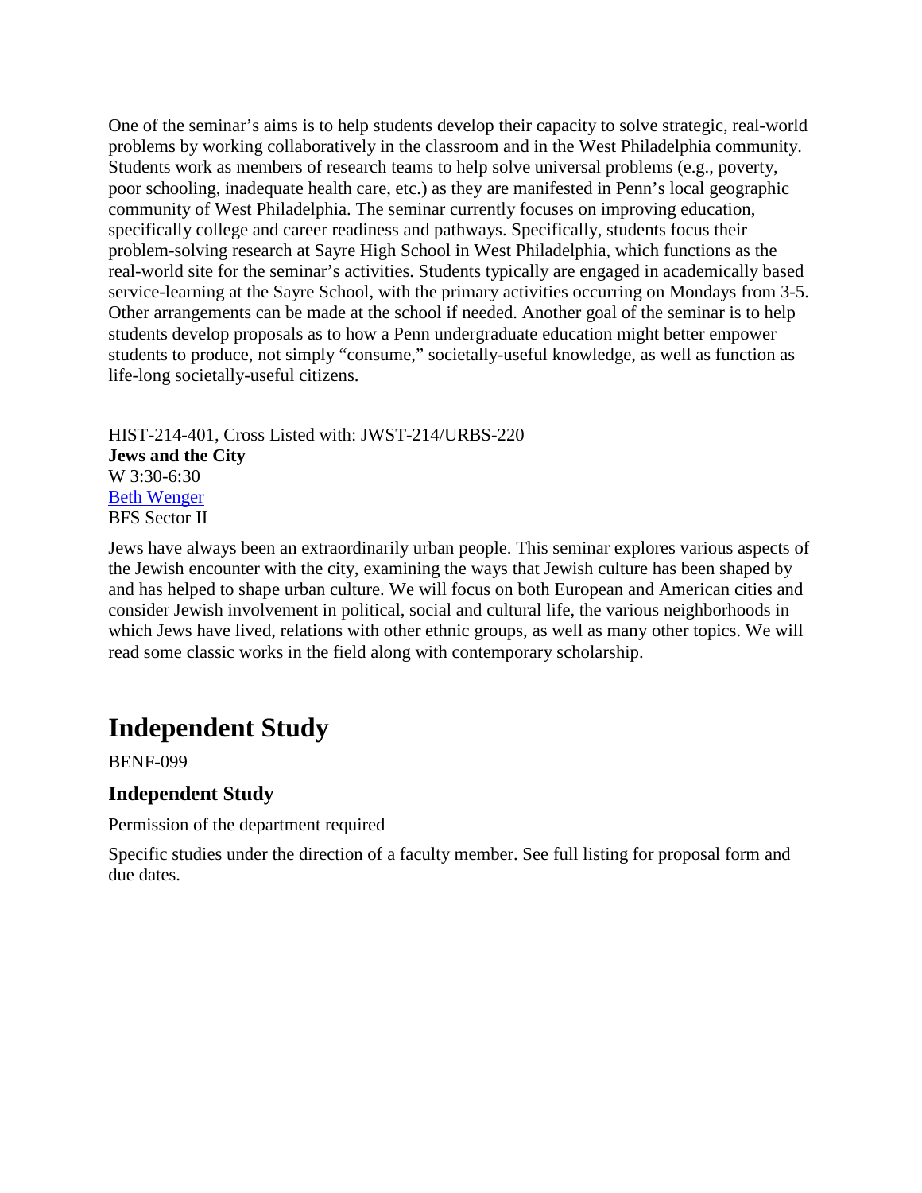One of the seminar's aims is to help students develop their capacity to solve strategic, real-world problems by working collaboratively in the classroom and in the West Philadelphia community. Students work as members of research teams to help solve universal problems (e.g., poverty, poor schooling, inadequate health care, etc.) as they are manifested in Penn's local geographic community of West Philadelphia. The seminar currently focuses on improving education, specifically college and career readiness and pathways. Specifically, students focus their problem-solving research at Sayre High School in West Philadelphia, which functions as the real-world site for the seminar's activities. Students typically are engaged in academically based service-learning at the Sayre School, with the primary activities occurring on Mondays from 3-5. Other arrangements can be made at the school if needed. Another goal of the seminar is to help students develop proposals as to how a Penn undergraduate education might better empower students to produce, not simply "consume," societally-useful knowledge, as well as function as life-long societally-useful citizens.

HIST-214-401, Cross Listed with: JWST-214/URBS-220
**Jews and the City**
W 3:30-6:30
Beth Wenger
BFS Sector II

Jews have always been an extraordinarily urban people. This seminar explores various aspects of the Jewish encounter with the city, examining the ways that Jewish culture has been shaped by and has helped to shape urban culture. We will focus on both European and American cities and consider Jewish involvement in political, social and cultural life, the various neighborhoods in which Jews have lived, relations with other ethnic groups, as well as many other topics. We will read some classic works in the field along with contemporary scholarship.

# Independent Study

BENF-099

### Independent Study

Permission of the department required

Specific studies under the direction of a faculty member. See full listing for proposal form and due dates.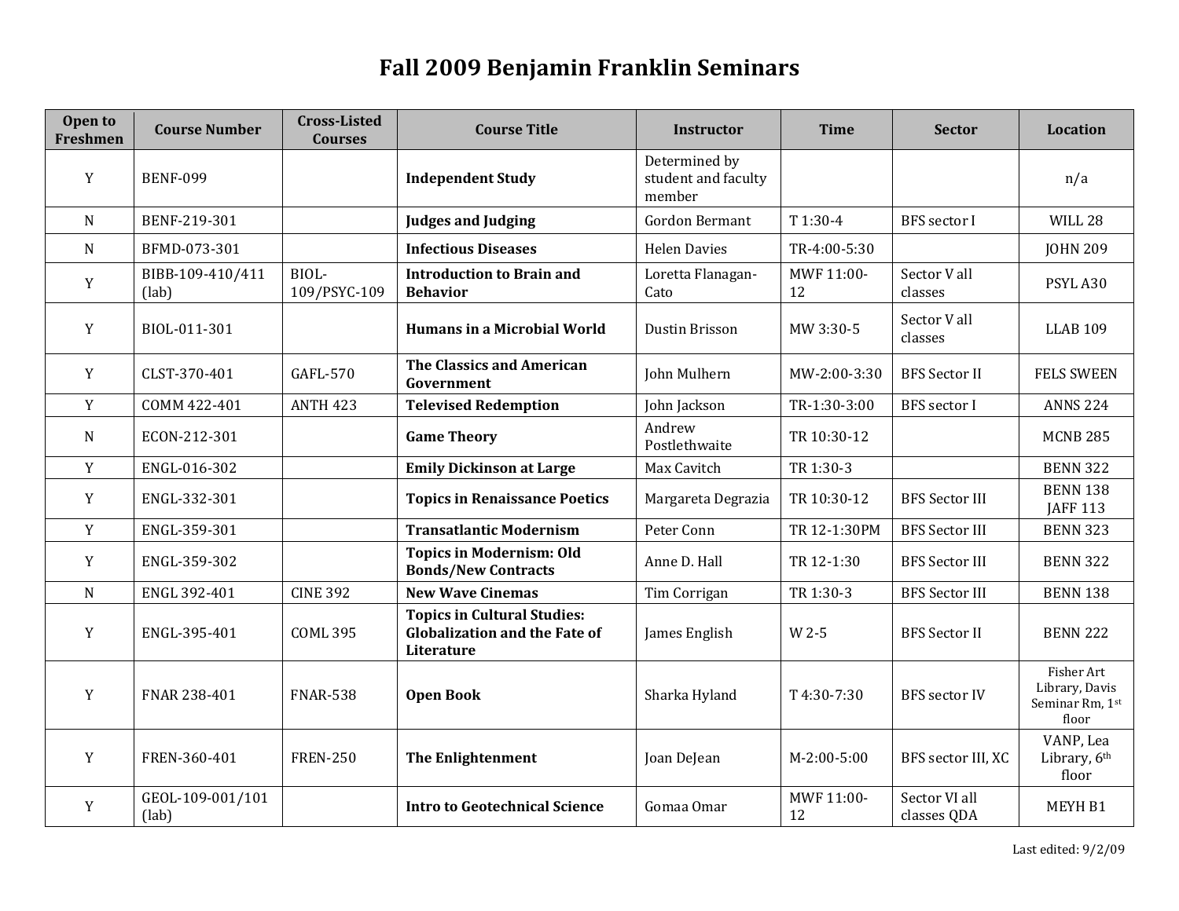# Fall 2009 Benjamin Franklin Seminars

| Open to Freshmen | Course Number | Cross-Listed Courses | Course Title | Instructor | Time | Sector | Location |
|---|---|---|---|---|---|---|---|
| Y | BENF-099 | | **Independent Study** | Determined by student and faculty member | | | n/a |
| N | BENF-219-301 | | **Judges and Judging** | Gordon Bermant | T 1:30-4 | BFS sector I | WILL 28 |
| N | BFMD-073-301 | | **Infectious Diseases** | Helen Davies | TR-4:00-5:30 | | JOHN 209 |
| Y | BIBB-109-410/411 (lab) | BIOL-109/PSYC-109 | **Introduction to Brain and Behavior** | Loretta Flanagan-Cato | MWF 11:00-12 | Sector V all classes | PSYL A30 |
| Y | BIOL-011-301 | | **Humans in a Microbial World** | Dustin Brisson | MW 3:30-5 | Sector V all classes | LLAB 109 |
| Y | CLST-370-401 | GAFL-570 | **The Classics and American Government** | John Mulhern | MW-2:00-3:30 | BFS Sector II | FELS SWEEN |
| Y | COMM 422-401 | ANTH 423 | **Televised Redemption** | John Jackson | TR-1:30-3:00 | BFS sector I | ANNS 224 |
| N | ECON-212-301 | | **Game Theory** | Andrew Postlethwaite | TR 10:30-12 | | MCNB 285 |
| Y | ENGL-016-302 | | **Emily Dickinson at Large** | Max Cavitch | TR 1:30-3 | | BENN 322 |
| Y | ENGL-332-301 | | **Topics in Renaissance Poetics** | Margareta Degrazia | TR 10:30-12 | BFS Sector III | BENN 138 JAFF 113 |
| Y | ENGL-359-301 | | **Transatlantic Modernism** | Peter Conn | TR 12-1:30PM | BFS Sector III | BENN 323 |
| Y | ENGL-359-302 | | **Topics in Modernism: Old Bonds/New Contracts** | Anne D. Hall | TR 12-1:30 | BFS Sector III | BENN 322 |
| N | ENGL 392-401 | CINE 392 | **New Wave Cinemas** | Tim Corrigan | TR 1:30-3 | BFS Sector III | BENN 138 |
| Y | ENGL-395-401 | COML 395 | **Topics in Cultural Studies: Globalization and the Fate of Literature** | James English | W 2-5 | BFS Sector II | BENN 222 |
| Y | FNAR 238-401 | FNAR-538 | **Open Book** | Sharka Hyland | T 4:30-7:30 | BFS sector IV | Fisher Art Library, Davis Seminar Rm, 1st floor |
| Y | FREN-360-401 | FREN-250 | **The Enlightenment** | Joan DeJean | M-2:00-5:00 | BFS sector III, XC | VANP, Lea Library, 6th floor |
| Y | GEOL-109-001/101 (lab) | | **Intro to Geotechnical Science** | Gomaa Omar | MWF 11:00-12 | Sector VI all classes QDA | MEYH B1 |

Last edited: 9/2/09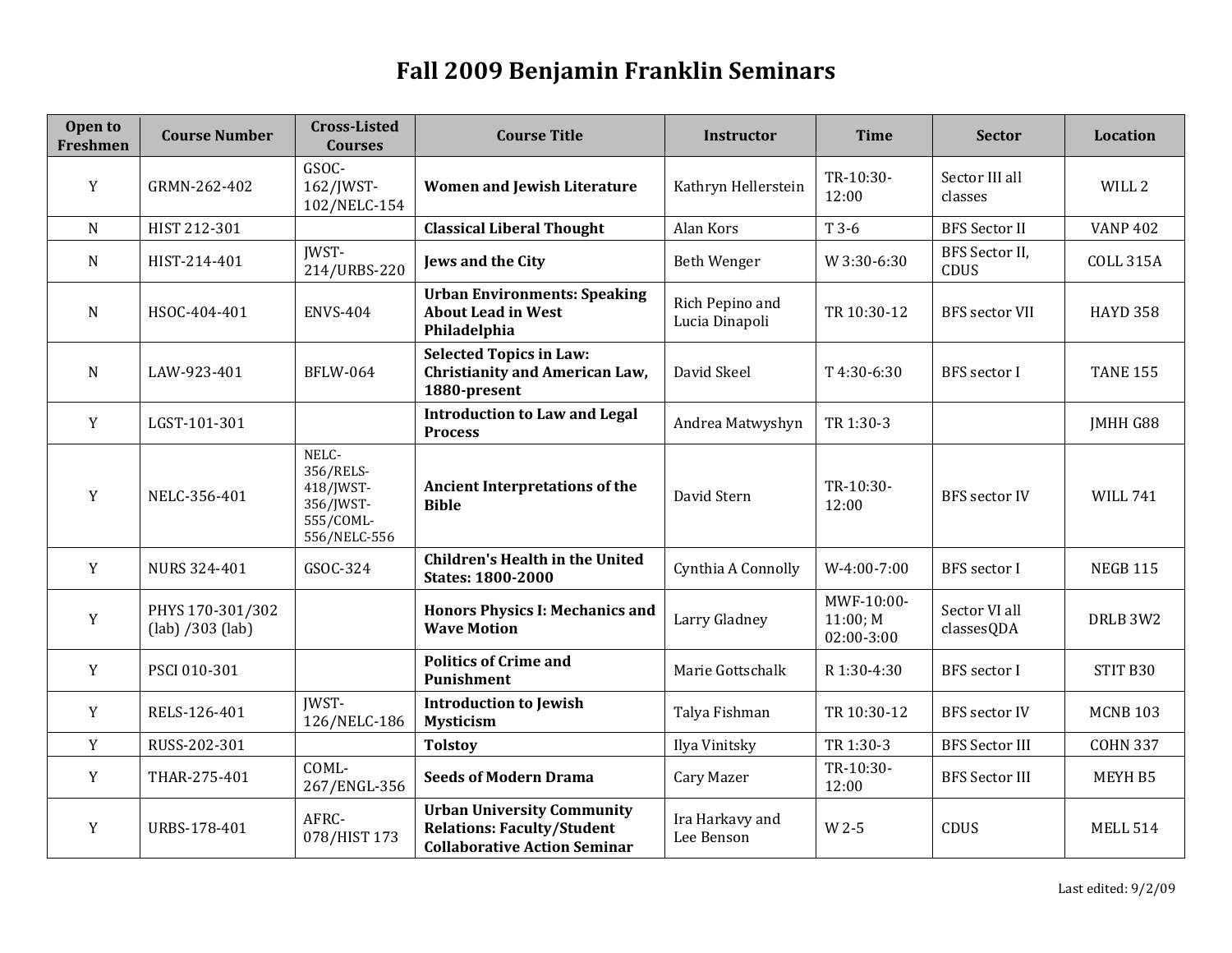# Fall 2009 Benjamin Franklin Seminars

| Open to Freshmen | Course Number | Cross-Listed Courses | Course Title | Instructor | Time | Sector | Location |
|---|---|---|---|---|---|---|---|
| Y | GRMN-262-402 | GSOC-162/JWST-102/NELC-154 | **Women and Jewish Literature** | Kathryn Hellerstein | TR-10:30-12:00 | Sector III all classes | WILL 2 |
| N | HIST 212-301 | | **Classical Liberal Thought** | Alan Kors | T 3-6 | BFS Sector II | VANP 402 |
| N | HIST-214-401 | JWST-214/URBS-220 | **Jews and the City** | Beth Wenger | W 3:30-6:30 | BFS Sector II, CDUS | COLL 315A |
| N | HSOC-404-401 | ENVS-404 | **Urban Environments: Speaking About Lead in West Philadelphia** | Rich Pepino and Lucia Dinapoli | TR 10:30-12 | BFS sector VII | HAYD 358 |
| N | LAW-923-401 | BFLW-064 | **Selected Topics in Law: Christianity and American Law, 1880-present** | David Skeel | T 4:30-6:30 | BFS sector I | TANE 155 |
| Y | LGST-101-301 | | **Introduction to Law and Legal Process** | Andrea Matwyshyn | TR 1:30-3 | | JMHH G88 |
| Y | NELC-356-401 | NELC-356/RELS-418/JWST-356/JWST-555/COML-556/NELC-556 | **Ancient Interpretations of the Bible** | David Stern | TR-10:30-12:00 | BFS sector IV | WILL 741 |
| Y | NURS 324-401 | GSOC-324 | **Children's Health in the United States: 1800-2000** | Cynthia A Connolly | W-4:00-7:00 | BFS sector I | NEGB 115 |
| Y | PHYS 170-301/302 (lab) /303 (lab) | | **Honors Physics I: Mechanics and Wave Motion** | Larry Gladney | MWF-10:00-11:00; M 02:00-3:00 | Sector VI all classesQDA | DRLB 3W2 |
| Y | PSCI 010-301 | | **Politics of Crime and Punishment** | Marie Gottschalk | R 1:30-4:30 | BFS sector I | STIT B30 |
| Y | RELS-126-401 | JWST-126/NELC-186 | **Introduction to Jewish Mysticism** | Talya Fishman | TR 10:30-12 | BFS sector IV | MCNB 103 |
| Y | RUSS-202-301 | | **Tolstoy** | Ilya Vinitsky | TR 1:30-3 | BFS Sector III | COHN 337 |
| Y | THAR-275-401 | COML-267/ENGL-356 | **Seeds of Modern Drama** | Cary Mazer | TR-10:30-12:00 | BFS Sector III | MEYH B5 |
| Y | URBS-178-401 | AFRC-078/HIST 173 | **Urban University Community Relations: Faculty/Student Collaborative Action Seminar** | Ira Harkavy and Lee Benson | W 2-5 | CDUS | MELL 514 |

Last edited: 9/2/09